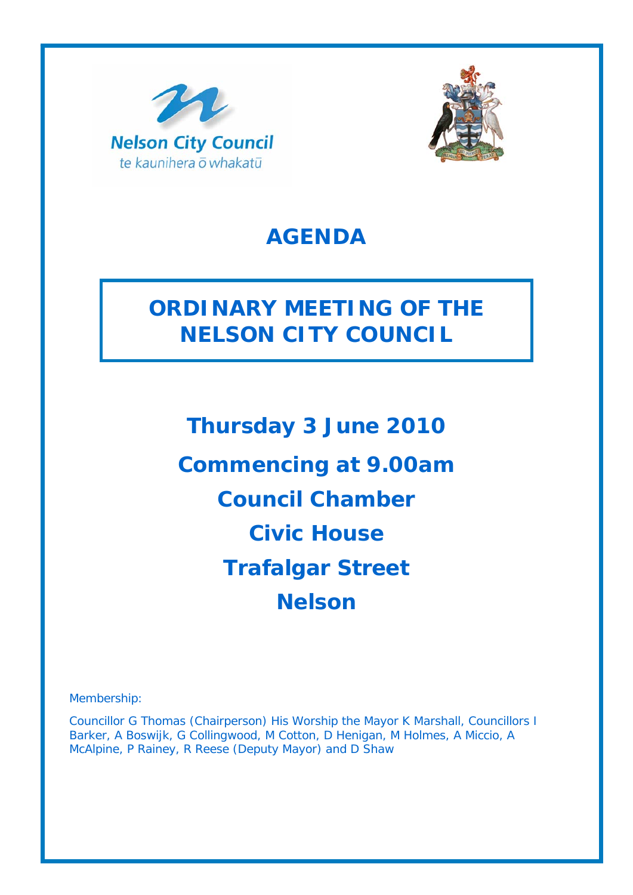Nelson City Council

te kaunihera ō whakatū

# AGENDA

## ORDINARY MEETING OF THE NELSON CITY COUNCIL

**Thursday 3 June 2010**

**Commencing at 9.00am**

**Council Chamber**

**Civic House**

**Trafalgar Street**

**Nelson**

Membership:

Councillor G Thomas (Chairperson) His Worship the Mayor K Marshall, Councillors I Barker, A Boswijk, G Collingwood, M Cotton, D Henigan, M Holmes, A Miccio, A McAlpine, P Rainey, R Reese (Deputy Mayor) and D Shaw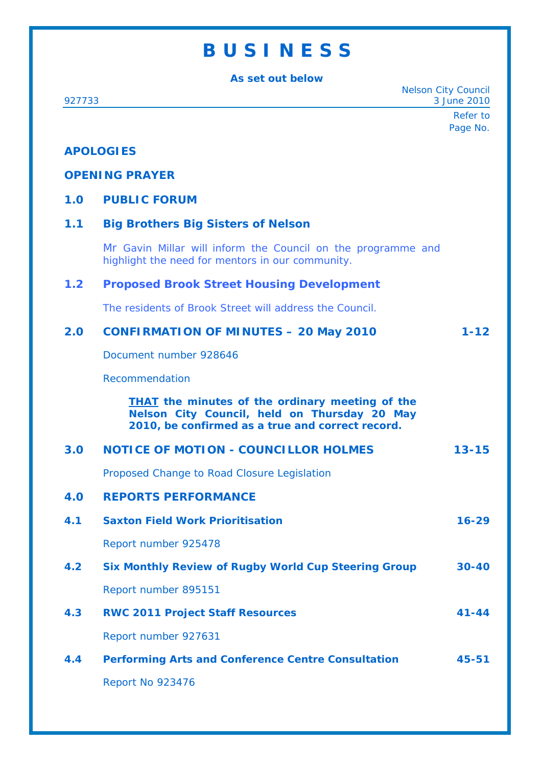# B U S I N E S S

**As set out below**

927733

Nelson City Council
3 June 2010

Refer to Page No.

**APOLOGIES**

**OPENING PRAYER**

**1.0 PUBLIC FORUM**

**1.1 Big Brothers Big Sisters of Nelson**

Mr Gavin Millar will inform the Council on the programme and highlight the need for mentors in our community.

**1.2 Proposed Brook Street Housing Development**

The residents of Brook Street will address the Council.

**2.0 CONFIRMATION OF MINUTES – 20 May 2010** — **1-12**

Document number 928646

Recommendation

> **THAT the minutes of the ordinary meeting of the Nelson City Council, held on Thursday 20 May 2010, be confirmed as a true and correct record.**

**3.0 NOTICE OF MOTION - COUNCILLOR HOLMES** — **13-15**

Proposed Change to Road Closure Legislation

**4.0 REPORTS PERFORMANCE**

**4.1 Saxton Field Work Prioritisation** — **16-29**

Report number 925478

**4.2 Six Monthly Review of Rugby World Cup Steering Group** — **30-40**

Report number 895151

**4.3 RWC 2011 Project Staff Resources** — **41-44**

Report number 927631

**4.4 Performing Arts and Conference Centre Consultation** — **45-51**

Report No 923476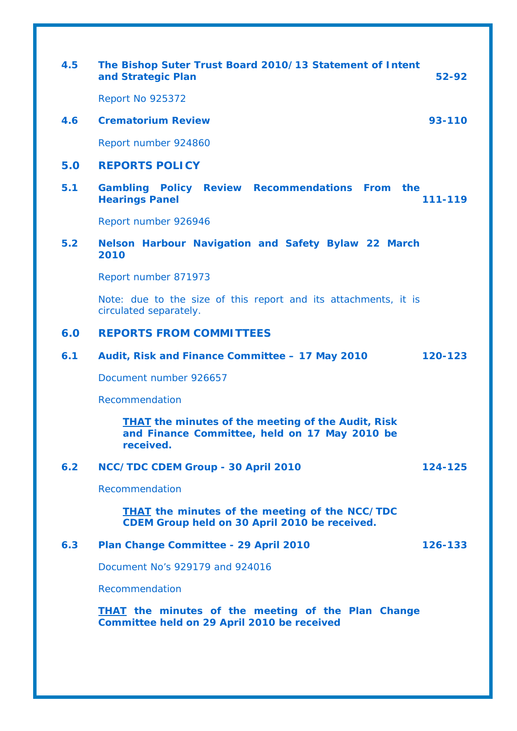**4.5 The Bishop Suter Trust Board 2010/13 Statement of Intent and Strategic Plan** **52-92**

Report No 925372

**4.6 Crematorium Review** **93-110**

Report number 924860

## 5.0 REPORTS POLICY

**5.1 Gambling Policy Review Recommendations From the Hearings Panel** **111-119**

Report number 926946

**5.2 Nelson Harbour Navigation and Safety Bylaw 22 March 2010**

Report number 871973

Note: due to the size of this report and its attachments, it is circulated separately.

## 6.0 REPORTS FROM COMMITTEES

**6.1 Audit, Risk and Finance Committee – 17 May 2010** **120-123**

Document number 926657

Recommendation

> **THAT the minutes of the meeting of the Audit, Risk and Finance Committee, held on 17 May 2010 be received.**

**6.2 NCC/TDC CDEM Group - 30 April 2010** **124-125**

Recommendation

> **THAT the minutes of the meeting of the NCC/TDC CDEM Group held on 30 April 2010 be received.**

**6.3 Plan Change Committee - 29 April 2010** **126-133**

Document No's 929179 and 924016

Recommendation

**THAT the minutes of the meeting of the Plan Change Committee held on 29 April 2010 be received**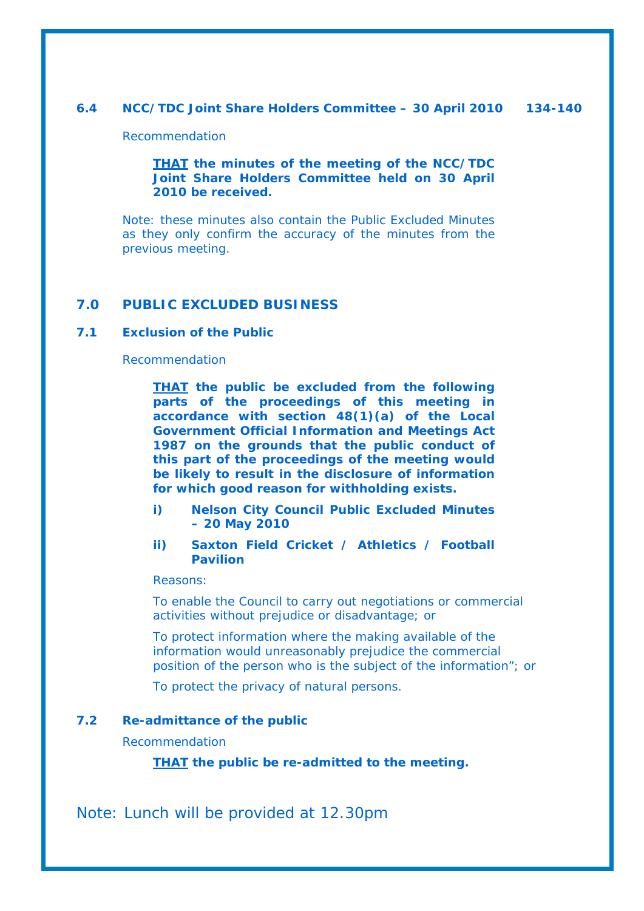### 6.4 NCC/TDC Joint Share Holders Committee – 30 April 2010 134-140

Recommendation

> **<u>THAT</u> the minutes of the meeting of the NCC/TDC Joint Share Holders Committee held on 30 April 2010 be received.**

Note: these minutes also contain the Public Excluded Minutes as they only confirm the accuracy of the minutes from the previous meeting.

## 7.0 PUBLIC EXCLUDED BUSINESS

### 7.1 Exclusion of the Public

Recommendation

> **<u>THAT</u> the public be excluded from the following parts of the proceedings of this meeting in accordance with section 48(1)(a) of the Local Government Official Information and Meetings Act 1987 on the grounds that the public conduct of this part of the proceedings of the meeting would be likely to result in the disclosure of information for which good reason for withholding exists.**
>
> **i) Nelson City Council Public Excluded Minutes – 20 May 2010**
>
> **ii) Saxton Field Cricket / Athletics / Football Pavilion**
>
> Reasons:
>
> To enable the Council to carry out negotiations or commercial activities without prejudice or disadvantage; or
>
> To protect information where the making available of the information would unreasonably prejudice the commercial position of the person who is the subject of the information"; or
>
> To protect the privacy of natural persons.

### 7.2 Re-admittance of the public

Recommendation

> **<u>THAT</u> the public be re-admitted to the meeting.**

Note: Lunch will be provided at 12.30pm